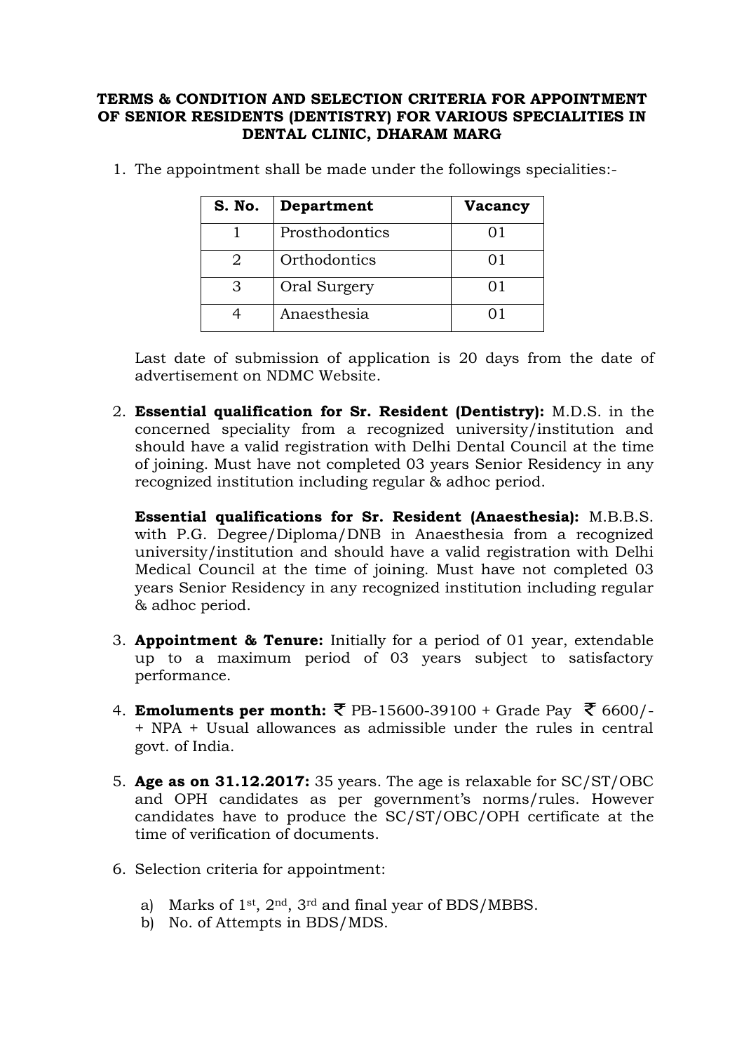**TERMS & CONDITION AND SELECTION CRITERIA FOR APPOINTMENT OF SENIOR RESIDENTS (DENTISTRY) FOR VARIOUS SPECIALITIES IN DENTAL CLINIC, DHARAM MARG**

1. The appointment shall be made under the followings specialities:-

| S. No. | Department | Vacancy |
|---|---|---|
| 1 | Prosthodontics | 01 |
| 2 | Orthodontics | 01 |
| 3 | Oral Surgery | 01 |
| 4 | Anaesthesia | 01 |

   Last date of submission of application is 20 days from the date of advertisement on NDMC Website.

2. **Essential qualification for Sr. Resident (Dentistry):** M.D.S. in the concerned speciality from a recognized university/institution and should have a valid registration with Delhi Dental Council at the time of joining. Must have not completed 03 years Senior Residency in any recognized institution including regular & adhoc period.

   **Essential qualifications for Sr. Resident (Anaesthesia):** M.B.B.S. with P.G. Degree/Diploma/DNB in Anaesthesia from a recognized university/institution and should have a valid registration with Delhi Medical Council at the time of joining. Must have not completed 03 years Senior Residency in any recognized institution including regular & adhoc period.

3. **Appointment & Tenure:** Initially for a period of 01 year, extendable up to a maximum period of 03 years subject to satisfactory performance.

4. **Emoluments per month:** ₹ PB-15600-39100 + Grade Pay ₹ 6600/- + NPA + Usual allowances as admissible under the rules in central govt. of India.

5. **Age as on 31.12.2017:** 35 years. The age is relaxable for SC/ST/OBC and OPH candidates as per government's norms/rules. However candidates have to produce the SC/ST/OBC/OPH certificate at the time of verification of documents.

6. Selection criteria for appointment:

   a) Marks of 1st, 2nd, 3rd and final year of BDS/MBBS.
   b) No. of Attempts in BDS/MDS.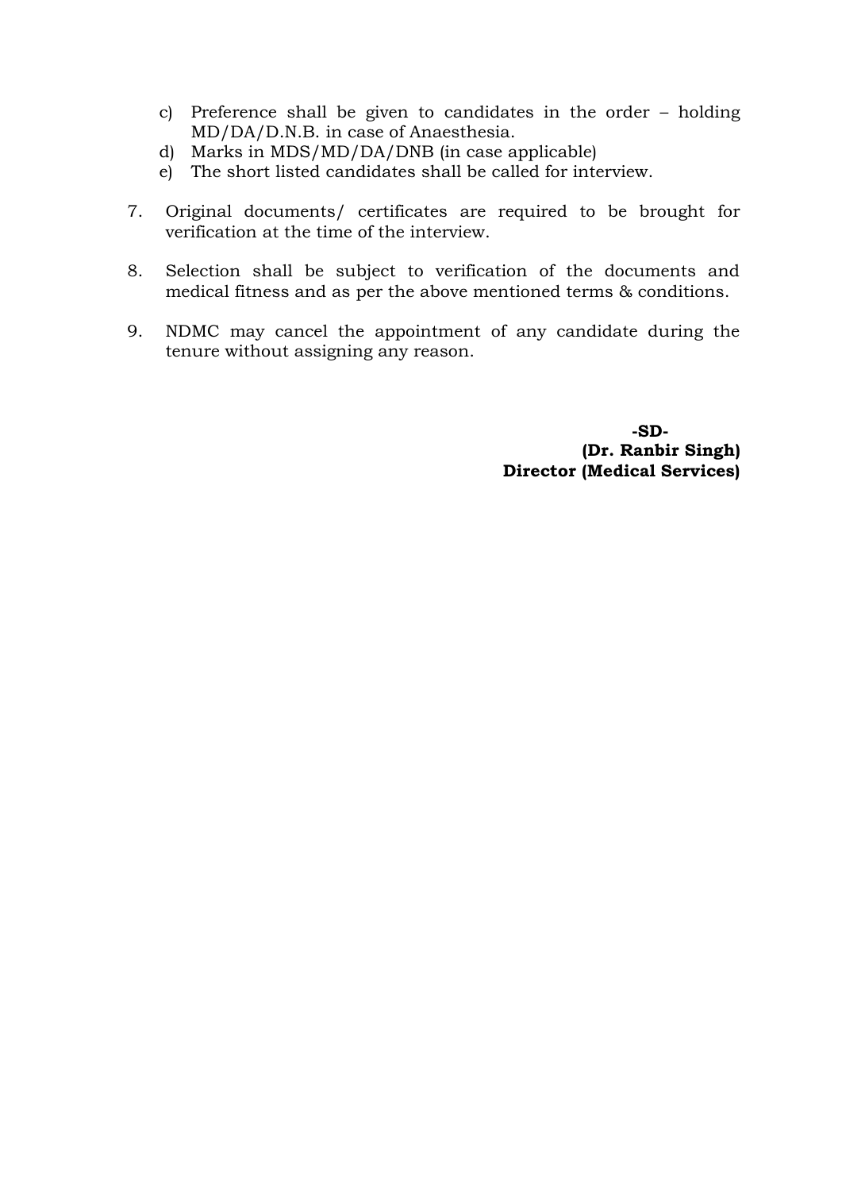c) Preference shall be given to candidates in the order – holding MD/DA/D.N.B. in case of Anaesthesia.
d) Marks in MDS/MD/DA/DNB (in case applicable)
e) The short listed candidates shall be called for interview.

7. Original documents/ certificates are required to be brought for verification at the time of the interview.

8. Selection shall be subject to verification of the documents and medical fitness and as per the above mentioned terms & conditions.

9. NDMC may cancel the appointment of any candidate during the tenure without assigning any reason.

**-SD-**
**(Dr. Ranbir Singh)**
**Director (Medical Services)**